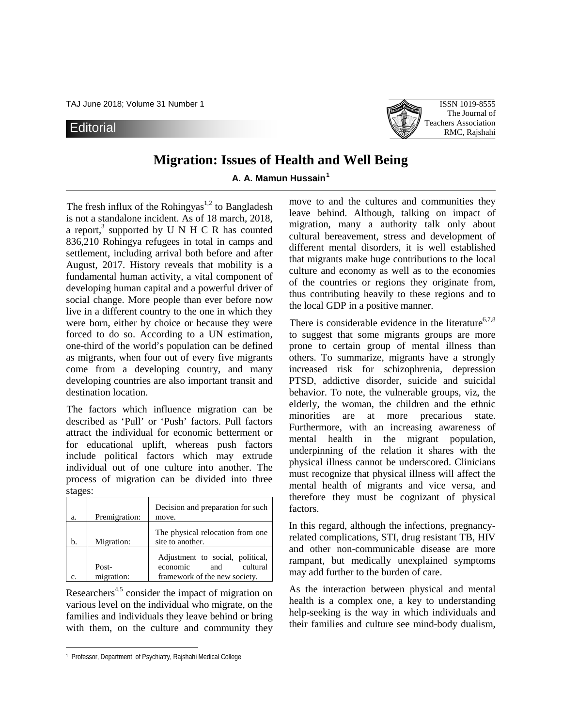Editorial

# Migration: Issues of Health and Well Being

**A. A. Mamun Hussain[1]**

The fresh influx of the Rohingyas[1,2] to Bangladesh is not a standalone incident. As of 18 march, 2018, a report,[3] supported by U N H C R has counted 836,210 Rohingya refugees in total in camps and settlement, including arrival both before and after August, 2017. History reveals that mobility is a fundamental human activity, a vital component of developing human capital and a powerful driver of social change. More people than ever before now live in a different country to the one in which they were born, either by choice or because they were forced to do so. According to a UN estimation, one-third of the world's population can be defined as migrants, when four out of every five migrants come from a developing country, and many developing countries are also important transit and destination location.

The factors which influence migration can be described as 'Pull' or 'Push' factors. Pull factors attract the individual for economic betterment or for educational uplift, whereas push factors include political factors which may extrude individual out of one culture into another. The process of migration can be divided into three stages:

| | | |
|---|---|---|
| a. | Premigration: | Decision and preparation for such move. |
| b. | Migration: | The physical relocation from one site to another. |
| c. | Post-migration: | Adjustment to social, political, economic and cultural framework of the new society. |

Researchers[4,5] consider the impact of migration on various level on the individual who migrate, on the families and individuals they leave behind or bring with them, on the culture and community they move to and the cultures and communities they leave behind. Although, talking on impact of migration, many a authority talk only about cultural bereavement, stress and development of different mental disorders, it is well established that migrants make huge contributions to the local culture and economy as well as to the economies of the countries or regions they originate from, thus contributing heavily to these regions and to the local GDP in a positive manner.

There is considerable evidence in the literature[6,7,8] to suggest that some migrants groups are more prone to certain group of mental illness than others. To summarize, migrants have a strongly increased risk for schizophrenia, depression PTSD, addictive disorder, suicide and suicidal behavior. To note, the vulnerable groups, viz, the elderly, the woman, the children and the ethnic minorities are at more precarious state. Furthermore, with an increasing awareness of mental health in the migrant population, underpinning of the relation it shares with the physical illness cannot be underscored. Clinicians must recognize that physical illness will affect the mental health of migrants and vice versa, and therefore they must be cognizant of physical factors.

In this regard, although the infections, pregnancy-related complications, STI, drug resistant TB, HIV and other non-communicable disease are more rampant, but medically unexplained symptoms may add further to the burden of care.

As the interaction between physical and mental health is a complex one, a key to understanding help-seeking is the way in which individuals and their families and culture see mind-body dualism,

1 Professor, Department of Psychiatry, Rajshahi Medical College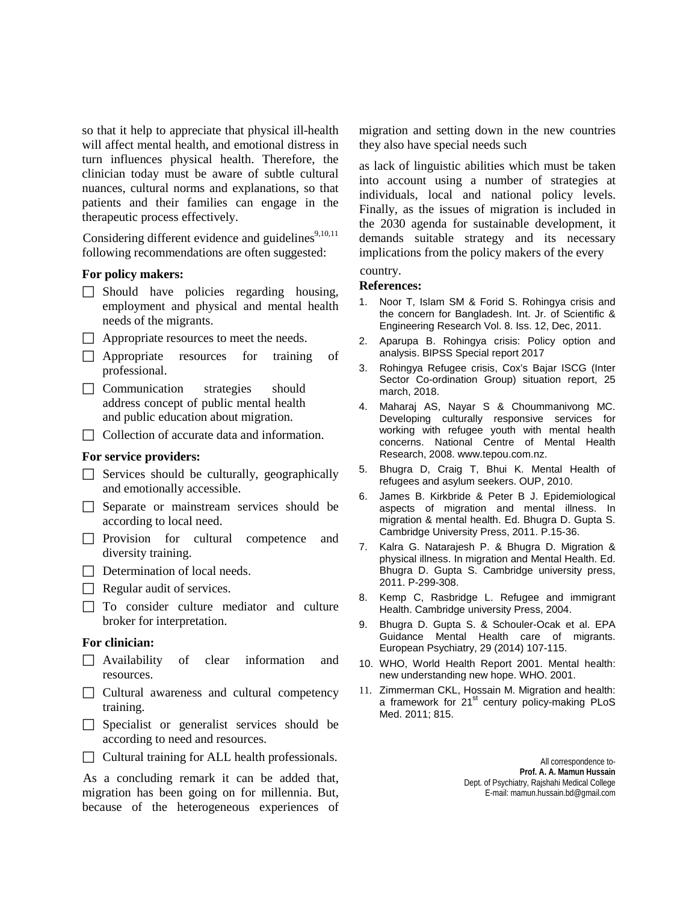so that it help to appreciate that physical ill-health will affect mental health, and emotional distress in turn influences physical health. Therefore, the clinician today must be aware of subtle cultural nuances, cultural norms and explanations, so that patients and their families can engage in the therapeutic process effectively.

Considering different evidence and guidelines[9,10,11] following recommendations are often suggested:

**For policy makers:**

- Should have policies regarding housing, employment and physical and mental health needs of the migrants.
- Appropriate resources to meet the needs.
- Appropriate resources for training of professional.
- Communication strategies should address concept of public mental health and public education about migration.
- Collection of accurate data and information.

**For service providers:**

- Services should be culturally, geographically and emotionally accessible.
- Separate or mainstream services should be according to local need.
- Provision for cultural competence and diversity training.
- Determination of local needs.
- Regular audit of services.
- To consider culture mediator and culture broker for interpretation.

**For clinician:**

- Availability of clear information and resources.
- Cultural awareness and cultural competency training.
- Specialist or generalist services should be according to need and resources.
- Cultural training for ALL health professionals.

As a concluding remark it can be added that, migration has been going on for millennia. But, because of the heterogeneous experiences of migration and setting down in the new countries they also have special needs such

as lack of linguistic abilities which must be taken into account using a number of strategies at individuals, local and national policy levels. Finally, as the issues of migration is included in the 2030 agenda for sustainable development, it demands suitable strategy and its necessary implications from the policy makers of the every country.

**References:**

1. Noor T, Islam SM & Forid S. Rohingya crisis and the concern for Bangladesh. Int. Jr. of Scientific & Engineering Research Vol. 8. Iss. 12, Dec, 2011.
2. Aparupa B. Rohingya crisis: Policy option and analysis. BIPSS Special report 2017
3. Rohingya Refugee crisis, Cox's Bajar ISCG (Inter Sector Co-ordination Group) situation report, 25 march, 2018.
4. Maharaj AS, Nayar S & Choummanivong MC. Developing culturally responsive services for working with refugee youth with mental health concerns. National Centre of Mental Health Research, 2008. www.tepou.com.nz.
5. Bhugra D, Craig T, Bhui K. Mental Health of refugees and asylum seekers. OUP, 2010.
6. James B. Kirkbride & Peter B J. Epidemiological aspects of migration and mental illness. In migration & mental health. Ed. Bhugra D. Gupta S. Cambridge University Press, 2011. P.15-36.
7. Kalra G. Natarajesh P. & Bhugra D. Migration & physical illness. In migration and Mental Health. Ed. Bhugra D. Gupta S. Cambridge university press, 2011. P-299-308.
8. Kemp C, Rasbridge L. Refugee and immigrant Health. Cambridge university Press, 2004.
9. Bhugra D. Gupta S. & Schouler-Ocak et al. EPA Guidance Mental Health care of migrants. European Psychiatry, 29 (2014) 107-115.
10. WHO, World Health Report 2001. Mental health: new understanding new hope. WHO. 2001.
11. Zimmerman CKL, Hossain M. Migration and health: a framework for 21st century policy-making PLoS Med. 2011; 815.

All correspondence to-
**Prof. A. A. Mamun Hussain**
Dept. of Psychiatry, Rajshahi Medical College
E-mail: mamun.hussain.bd@gmail.com